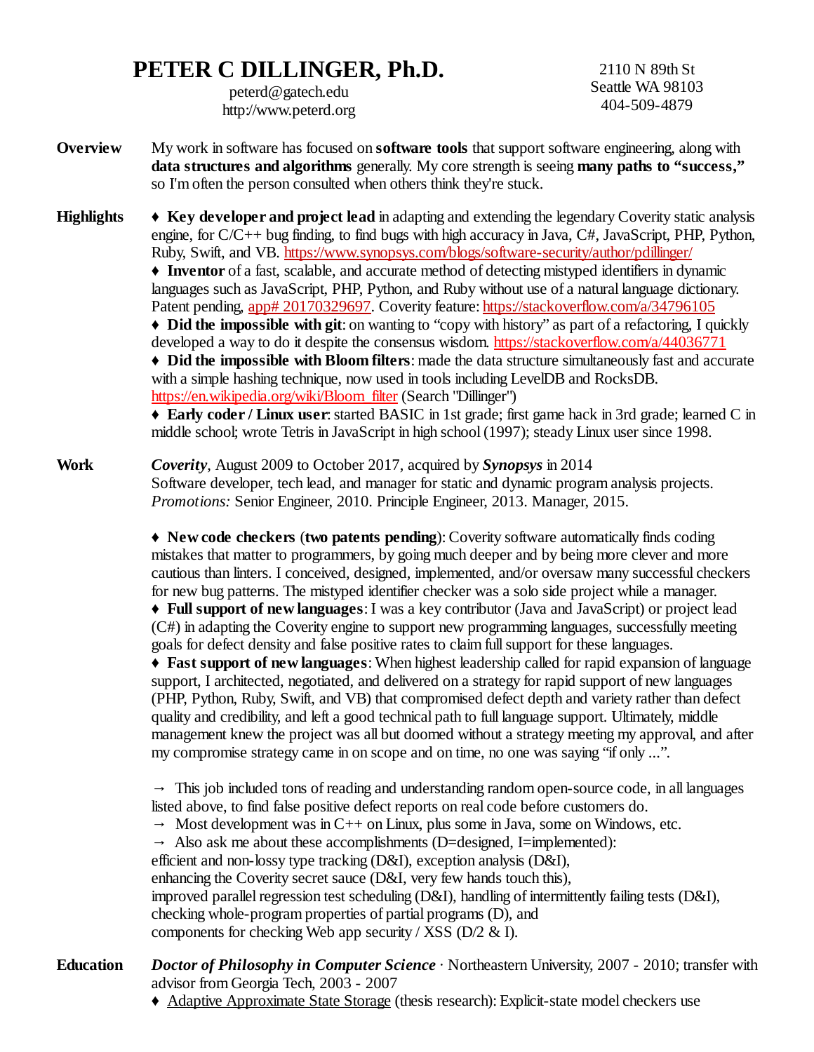# PETER C DILLINGER, Ph.D.

peterd@gatech.edu
http://www.peterd.org

2110 N 89th St
Seattle WA 98103
404-509-4879

**Overview**

My work in software has focused on **software tools** that support software engineering, along with **data structures and algorithms** generally. My core strength is seeing **many paths to "success,"** so I'm often the person consulted when others think they're stuck.

**Highlights**

♦ **Key developer and project lead** in adapting and extending the legendary Coverity static analysis engine, for C/C++ bug finding, to find bugs with high accuracy in Java, C#, JavaScript, PHP, Python, Ruby, Swift, and VB. https://www.synopsys.com/blogs/software-security/author/pdillinger/
♦ **Inventor** of a fast, scalable, and accurate method of detecting mistyped identifiers in dynamic languages such as JavaScript, PHP, Python, and Ruby without use of a natural language dictionary. Patent pending, app# 20170329697. Coverity feature: https://stackoverflow.com/a/34796105
♦ **Did the impossible with git**: on wanting to "copy with history" as part of a refactoring, I quickly developed a way to do it despite the consensus wisdom. https://stackoverflow.com/a/44036771
♦ **Did the impossible with Bloom filters**: made the data structure simultaneously fast and accurate with a simple hashing technique, now used in tools including LevelDB and RocksDB. https://en.wikipedia.org/wiki/Bloom_filter (Search "Dillinger")
♦ **Early coder / Linux user**: started BASIC in 1st grade; first game hack in 3rd grade; learned C in middle school; wrote Tetris in JavaScript in high school (1997); steady Linux user since 1998.

**Work**

***Coverity***, August 2009 to October 2017, acquired by ***Synopsys*** in 2014
Software developer, tech lead, and manager for static and dynamic program analysis projects.
*Promotions:* Senior Engineer, 2010. Principle Engineer, 2013. Manager, 2015.

♦ **New code checkers** (**two patents pending**): Coverity software automatically finds coding mistakes that matter to programmers, by going much deeper and by being more clever and more cautious than linters. I conceived, designed, implemented, and/or oversaw many successful checkers for new bug patterns. The mistyped identifier checker was a solo side project while a manager.
♦ **Full support of new languages**: I was a key contributor (Java and JavaScript) or project lead (C#) in adapting the Coverity engine to support new programming languages, successfully meeting goals for defect density and false positive rates to claim full support for these languages.
♦ **Fast support of new languages**: When highest leadership called for rapid expansion of language support, I architected, negotiated, and delivered on a strategy for rapid support of new languages (PHP, Python, Ruby, Swift, and VB) that compromised defect depth and variety rather than defect quality and credibility, and left a good technical path to full language support. Ultimately, middle management knew the project was all but doomed without a strategy meeting my approval, and after my compromise strategy came in on scope and on time, no one was saying "if only ...".

→ This job included tons of reading and understanding random open-source code, in all languages listed above, to find false positive defect reports on real code before customers do.
→ Most development was in C++ on Linux, plus some in Java, some on Windows, etc.
→ Also ask me about these accomplishments (D=designed, I=implemented):
efficient and non-lossy type tracking (D&I), exception analysis (D&I),
enhancing the Coverity secret sauce (D&I, very few hands touch this),
improved parallel regression test scheduling (D&I), handling of intermittently failing tests (D&I),
checking whole-program properties of partial programs (D), and
components for checking Web app security / XSS (D/2 & I).

**Education**

***Doctor of Philosophy in Computer Science*** · Northeastern University, 2007 - 2010; transfer with advisor from Georgia Tech, 2003 - 2007
♦ Adaptive Approximate State Storage (thesis research): Explicit-state model checkers use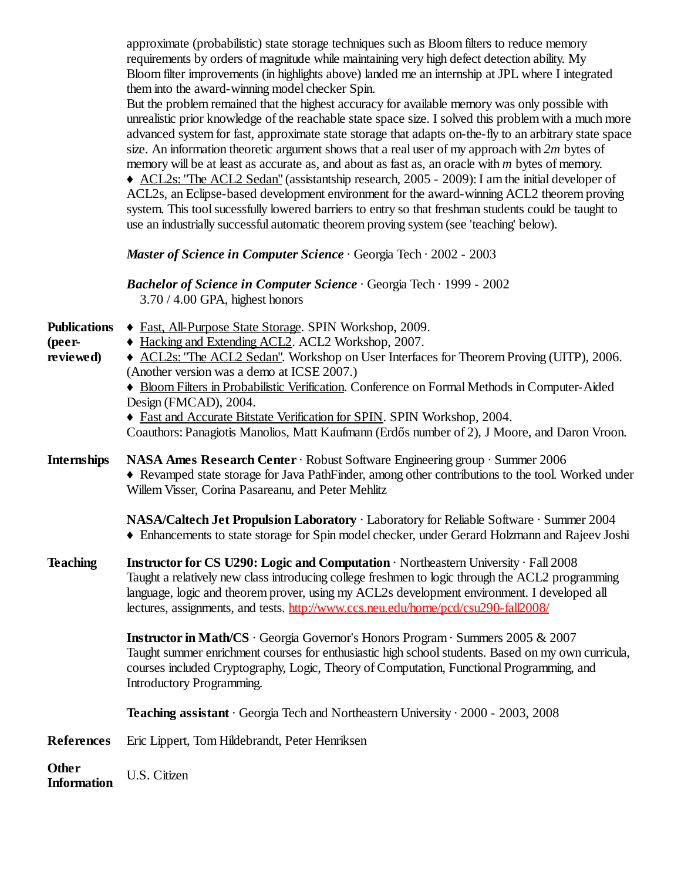approximate (probabilistic) state storage techniques such as Bloom filters to reduce memory requirements by orders of magnitude while maintaining very high defect detection ability. My Bloom filter improvements (in highlights above) landed me an internship at JPL where I integrated them into the award-winning model checker Spin.

But the problem remained that the highest accuracy for available memory was only possible with unrealistic prior knowledge of the reachable state space size. I solved this problem with a much more advanced system for fast, approximate state storage that adapts on-the-fly to an arbitrary state space size. An information theoretic argument shows that a real user of my approach with $2m$ bytes of memory will be at least as accurate as, and about as fast as, an oracle with $m$ bytes of memory.

♦ ACL2s: "The ACL2 Sedan" (assistantship research, 2005 - 2009): I am the initial developer of ACL2s, an Eclipse-based development environment for the award-winning ACL2 theorem proving system. This tool sucessfully lowered barriers to entry so that freshman students could be taught to use an industrially successful automatic theorem proving system (see 'teaching' below).

***Master of Science in Computer Science*** · Georgia Tech · 2002 - 2003

***Bachelor of Science in Computer Science*** · Georgia Tech · 1999 - 2002
3.70 / 4.00 GPA, highest honors

**Publications (peer-reviewed)**

♦ Fast, All-Purpose State Storage. SPIN Workshop, 2009.
♦ Hacking and Extending ACL2. ACL2 Workshop, 2007.
♦ ACL2s: "The ACL2 Sedan". Workshop on User Interfaces for Theorem Proving (UITP), 2006. (Another version was a demo at ICSE 2007.)
♦ Bloom Filters in Probabilistic Verification. Conference on Formal Methods in Computer-Aided Design (FMCAD), 2004.
♦ Fast and Accurate Bitstate Verification for SPIN. SPIN Workshop, 2004.
Coauthors: Panagiotis Manolios, Matt Kaufmann (Erdős number of 2), J Moore, and Daron Vroon.

**Internships**

**NASA Ames Research Center** · Robust Software Engineering group · Summer 2006
♦ Revamped state storage for Java PathFinder, among other contributions to the tool. Worked under Willem Visser, Corina Pasareanu, and Peter Mehlitz

**NASA/Caltech Jet Propulsion Laboratory** · Laboratory for Reliable Software · Summer 2004
♦ Enhancements to state storage for Spin model checker, under Gerard Holzmann and Rajeev Joshi

**Teaching**

**Instructor for CS U290: Logic and Computation** · Northeastern University · Fall 2008
Taught a relatively new class introducing college freshmen to logic through the ACL2 programming language, logic and theorem prover, using my ACL2s development environment. I developed all lectures, assignments, and tests. http://www.ccs.neu.edu/home/pcd/csu290-fall2008/

**Instructor in Math/CS** · Georgia Governor's Honors Program · Summers 2005 & 2007
Taught summer enrichment courses for enthusiastic high school students. Based on my own curricula, courses included Cryptography, Logic, Theory of Computation, Functional Programming, and Introductory Programming.

**Teaching assistant** · Georgia Tech and Northeastern University · 2000 - 2003, 2008

**References**

Eric Lippert, Tom Hildebrandt, Peter Henriksen

**Other Information**

U.S. Citizen